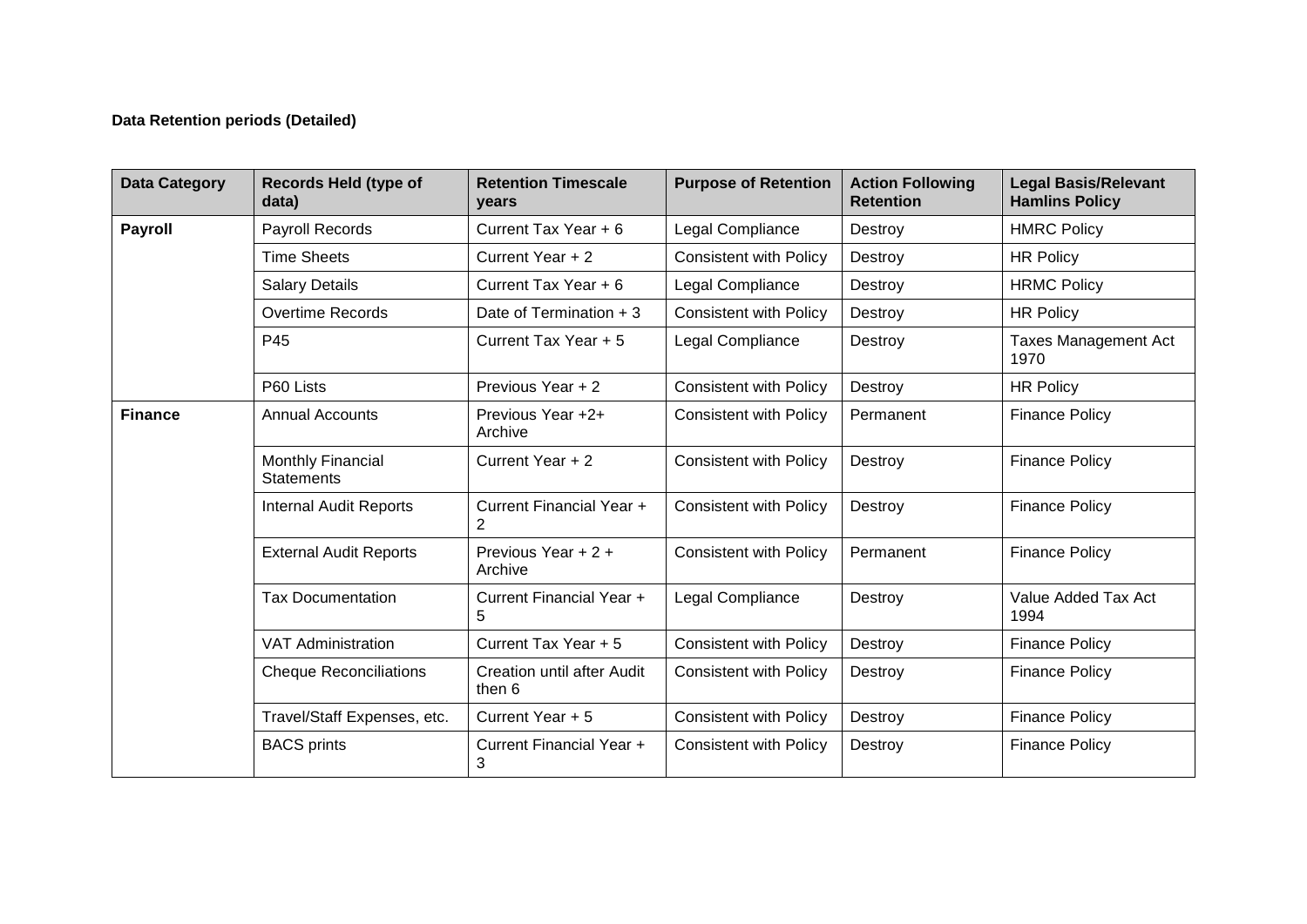**Data Retention periods (Detailed)**

| Data Category | Records Held (type of data) | Retention Timescale years | Purpose of Retention | Action Following Retention | Legal Basis/Relevant Hamlins Policy |
|---|---|---|---|---|---|
| **Payroll** | Payroll Records | Current Tax Year + 6 | Legal Compliance | Destroy | HMRC Policy |
| | Time Sheets | Current Year + 2 | Consistent with Policy | Destroy | HR Policy |
| | Salary Details | Current Tax Year + 6 | Legal Compliance | Destroy | HRMC Policy |
| | Overtime Records | Date of Termination + 3 | Consistent with Policy | Destroy | HR Policy |
| | P45 | Current Tax Year + 5 | Legal Compliance | Destroy | Taxes Management Act 1970 |
| | P60 Lists | Previous Year + 2 | Consistent with Policy | Destroy | HR Policy |
| **Finance** | Annual Accounts | Previous Year +2+ Archive | Consistent with Policy | Permanent | Finance Policy |
| | Monthly Financial Statements | Current Year + 2 | Consistent with Policy | Destroy | Finance Policy |
| | Internal Audit Reports | Current Financial Year + 2 | Consistent with Policy | Destroy | Finance Policy |
| | External Audit Reports | Previous Year + 2 + Archive | Consistent with Policy | Permanent | Finance Policy |
| | Tax Documentation | Current Financial Year + 5 | Legal Compliance | Destroy | Value Added Tax Act 1994 |
| | VAT Administration | Current Tax Year + 5 | Consistent with Policy | Destroy | Finance Policy |
| | Cheque Reconciliations | Creation until after Audit then 6 | Consistent with Policy | Destroy | Finance Policy |
| | Travel/Staff Expenses, etc. | Current Year + 5 | Consistent with Policy | Destroy | Finance Policy |
| | BACS prints | Current Financial Year + 3 | Consistent with Policy | Destroy | Finance Policy |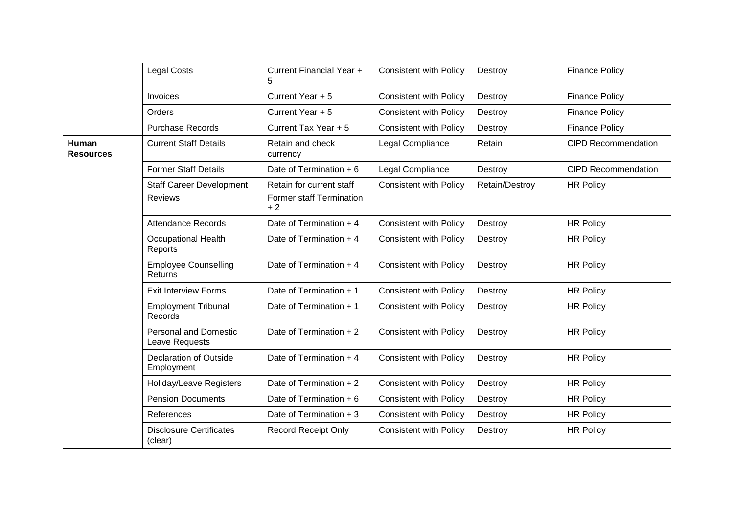| | | | | | |
|---|---|---|---|---|---|
| | Legal Costs | Current Financial Year + 5 | Consistent with Policy | Destroy | Finance Policy |
| | Invoices | Current Year + 5 | Consistent with Policy | Destroy | Finance Policy |
| | Orders | Current Year + 5 | Consistent with Policy | Destroy | Finance Policy |
| | Purchase Records | Current Tax Year + 5 | Consistent with Policy | Destroy | Finance Policy |
| **Human Resources** | Current Staff Details | Retain and check currency | Legal Compliance | Retain | CIPD Recommendation |
| | Former Staff Details | Date of Termination + 6 | Legal Compliance | Destroy | CIPD Recommendation |
| | Staff Career Development Reviews | Retain for current staff<br>Former staff Termination + 2 | Consistent with Policy | Retain/Destroy | HR Policy |
| | Attendance Records | Date of Termination + 4 | Consistent with Policy | Destroy | HR Policy |
| | Occupational Health Reports | Date of Termination + 4 | Consistent with Policy | Destroy | HR Policy |
| | Employee Counselling Returns | Date of Termination + 4 | Consistent with Policy | Destroy | HR Policy |
| | Exit Interview Forms | Date of Termination + 1 | Consistent with Policy | Destroy | HR Policy |
| | Employment Tribunal Records | Date of Termination + 1 | Consistent with Policy | Destroy | HR Policy |
| | Personal and Domestic Leave Requests | Date of Termination + 2 | Consistent with Policy | Destroy | HR Policy |
| | Declaration of Outside Employment | Date of Termination + 4 | Consistent with Policy | Destroy | HR Policy |
| | Holiday/Leave Registers | Date of Termination + 2 | Consistent with Policy | Destroy | HR Policy |
| | Pension Documents | Date of Termination + 6 | Consistent with Policy | Destroy | HR Policy |
| | References | Date of Termination + 3 | Consistent with Policy | Destroy | HR Policy |
| | Disclosure Certificates (clear) | Record Receipt Only | Consistent with Policy | Destroy | HR Policy |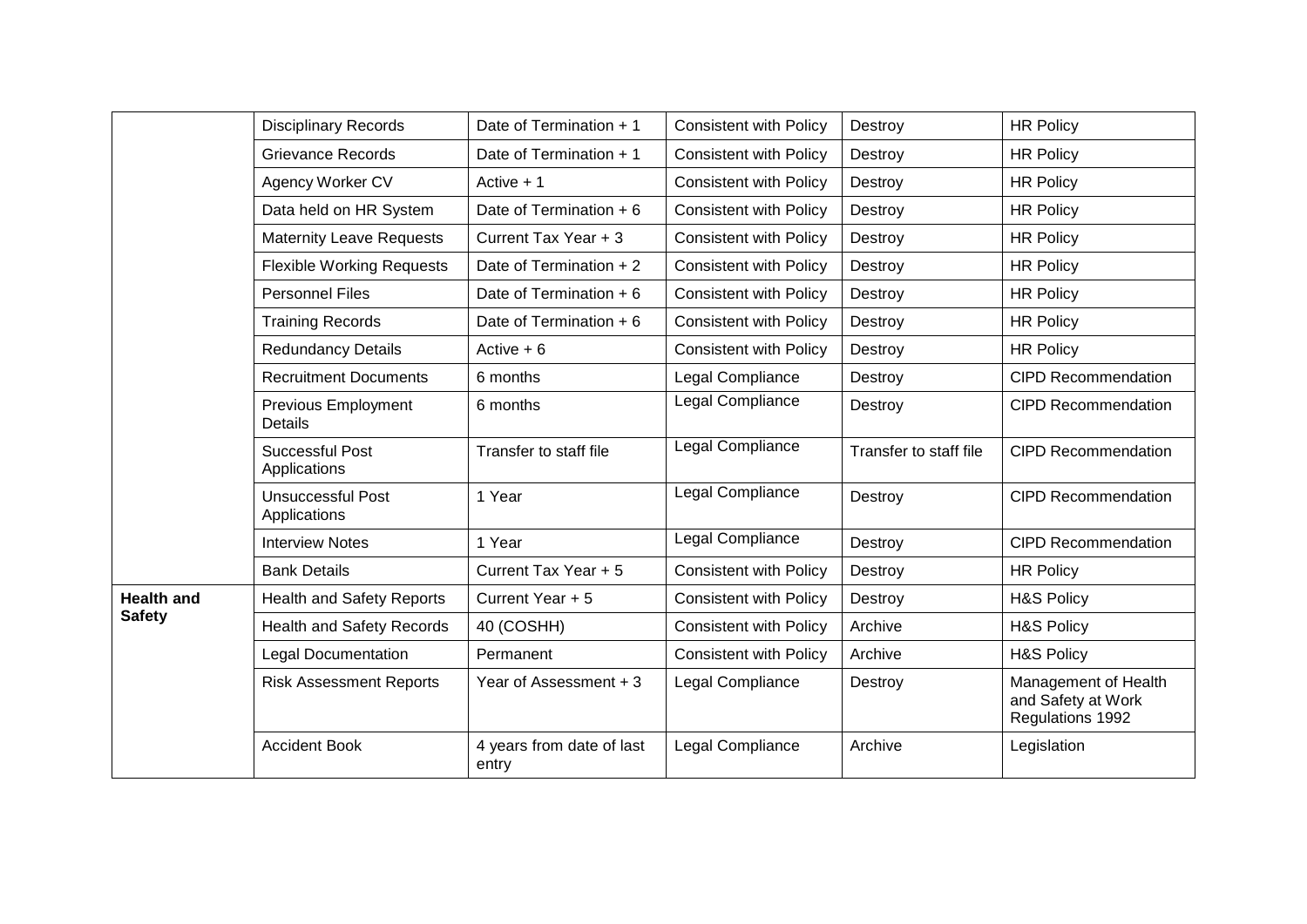| | | | | | |
|---|---|---|---|---|---|
| | Disciplinary Records | Date of Termination + 1 | Consistent with Policy | Destroy | HR Policy |
| | Grievance Records | Date of Termination + 1 | Consistent with Policy | Destroy | HR Policy |
| | Agency Worker CV | Active + 1 | Consistent with Policy | Destroy | HR Policy |
| | Data held on HR System | Date of Termination + 6 | Consistent with Policy | Destroy | HR Policy |
| | Maternity Leave Requests | Current Tax Year + 3 | Consistent with Policy | Destroy | HR Policy |
| | Flexible Working Requests | Date of Termination + 2 | Consistent with Policy | Destroy | HR Policy |
| | Personnel Files | Date of Termination + 6 | Consistent with Policy | Destroy | HR Policy |
| | Training Records | Date of Termination + 6 | Consistent with Policy | Destroy | HR Policy |
| | Redundancy Details | Active + 6 | Consistent with Policy | Destroy | HR Policy |
| | Recruitment Documents | 6 months | Legal Compliance | Destroy | CIPD Recommendation |
| | Previous Employment Details | 6 months | Legal Compliance | Destroy | CIPD Recommendation |
| | Successful Post Applications | Transfer to staff file | Legal Compliance | Transfer to staff file | CIPD Recommendation |
| | Unsuccessful Post Applications | 1 Year | Legal Compliance | Destroy | CIPD Recommendation |
| | Interview Notes | 1 Year | Legal Compliance | Destroy | CIPD Recommendation |
| | Bank Details | Current Tax Year + 5 | Consistent with Policy | Destroy | HR Policy |
| **Health and Safety** | Health and Safety Reports | Current Year + 5 | Consistent with Policy | Destroy | H&S Policy |
| | Health and Safety Records | 40 (COSHH) | Consistent with Policy | Archive | H&S Policy |
| | Legal Documentation | Permanent | Consistent with Policy | Archive | H&S Policy |
| | Risk Assessment Reports | Year of Assessment + 3 | Legal Compliance | Destroy | Management of Health and Safety at Work Regulations 1992 |
| | Accident Book | 4 years from date of last entry | Legal Compliance | Archive | Legislation |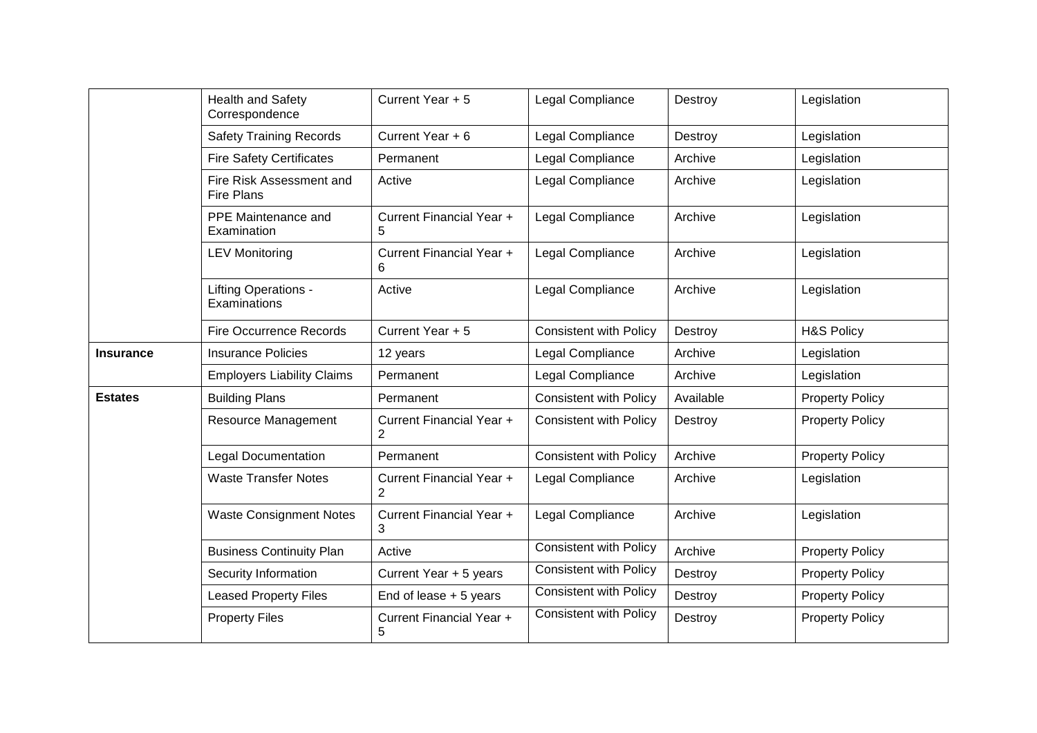| | | | | | |
|---|---|---|---|---|---|
| | Health and Safety Correspondence | Current Year + 5 | Legal Compliance | Destroy | Legislation |
| | Safety Training Records | Current Year + 6 | Legal Compliance | Destroy | Legislation |
| | Fire Safety Certificates | Permanent | Legal Compliance | Archive | Legislation |
| | Fire Risk Assessment and Fire Plans | Active | Legal Compliance | Archive | Legislation |
| | PPE Maintenance and Examination | Current Financial Year + 5 | Legal Compliance | Archive | Legislation |
| | LEV Monitoring | Current Financial Year + 6 | Legal Compliance | Archive | Legislation |
| | Lifting Operations - Examinations | Active | Legal Compliance | Archive | Legislation |
| | Fire Occurrence Records | Current Year + 5 | Consistent with Policy | Destroy | H&S Policy |
| **Insurance** | Insurance Policies | 12 years | Legal Compliance | Archive | Legislation |
| | Employers Liability Claims | Permanent | Legal Compliance | Archive | Legislation |
| **Estates** | Building Plans | Permanent | Consistent with Policy | Available | Property Policy |
| | Resource Management | Current Financial Year + 2 | Consistent with Policy | Destroy | Property Policy |
| | Legal Documentation | Permanent | Consistent with Policy | Archive | Property Policy |
| | Waste Transfer Notes | Current Financial Year + 2 | Legal Compliance | Archive | Legislation |
| | Waste Consignment Notes | Current Financial Year + 3 | Legal Compliance | Archive | Legislation |
| | Business Continuity Plan | Active | Consistent with Policy | Archive | Property Policy |
| | Security Information | Current Year + 5 years | Consistent with Policy | Destroy | Property Policy |
| | Leased Property Files | End of lease + 5 years | Consistent with Policy | Destroy | Property Policy |
| | Property Files | Current Financial Year + 5 | Consistent with Policy | Destroy | Property Policy |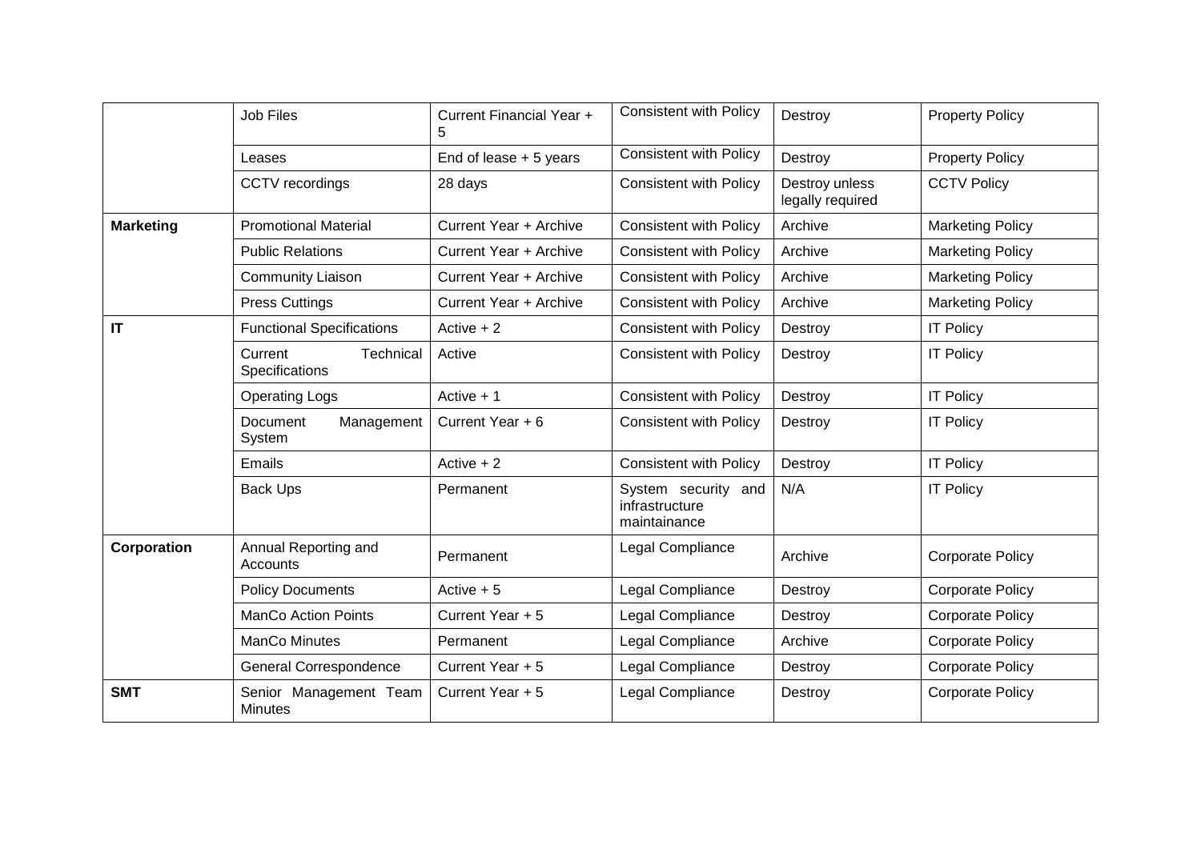| | | | | | |
|---|---|---|---|---|---|
| | Job Files | Current Financial Year + 5 | Consistent with Policy | Destroy | Property Policy |
| | Leases | End of lease + 5 years | Consistent with Policy | Destroy | Property Policy |
| | CCTV recordings | 28 days | Consistent with Policy | Destroy unless legally required | CCTV Policy |
| **Marketing** | Promotional Material | Current Year + Archive | Consistent with Policy | Archive | Marketing Policy |
| | Public Relations | Current Year + Archive | Consistent with Policy | Archive | Marketing Policy |
| | Community Liaison | Current Year + Archive | Consistent with Policy | Archive | Marketing Policy |
| | Press Cuttings | Current Year + Archive | Consistent with Policy | Archive | Marketing Policy |
| **IT** | Functional Specifications | Active + 2 | Consistent with Policy | Destroy | IT Policy |
| | Current Technical Specifications | Active | Consistent with Policy | Destroy | IT Policy |
| | Operating Logs | Active + 1 | Consistent with Policy | Destroy | IT Policy |
| | Document Management System | Current Year + 6 | Consistent with Policy | Destroy | IT Policy |
| | Emails | Active + 2 | Consistent with Policy | Destroy | IT Policy |
| | Back Ups | Permanent | System security and infrastructure maintainance | N/A | IT Policy |
| **Corporation** | Annual Reporting and Accounts | Permanent | Legal Compliance | Archive | Corporate Policy |
| | Policy Documents | Active + 5 | Legal Compliance | Destroy | Corporate Policy |
| | ManCo Action Points | Current Year + 5 | Legal Compliance | Destroy | Corporate Policy |
| | ManCo Minutes | Permanent | Legal Compliance | Archive | Corporate Policy |
| | General Correspondence | Current Year + 5 | Legal Compliance | Destroy | Corporate Policy |
| **SMT** | Senior Management Team Minutes | Current Year + 5 | Legal Compliance | Destroy | Corporate Policy |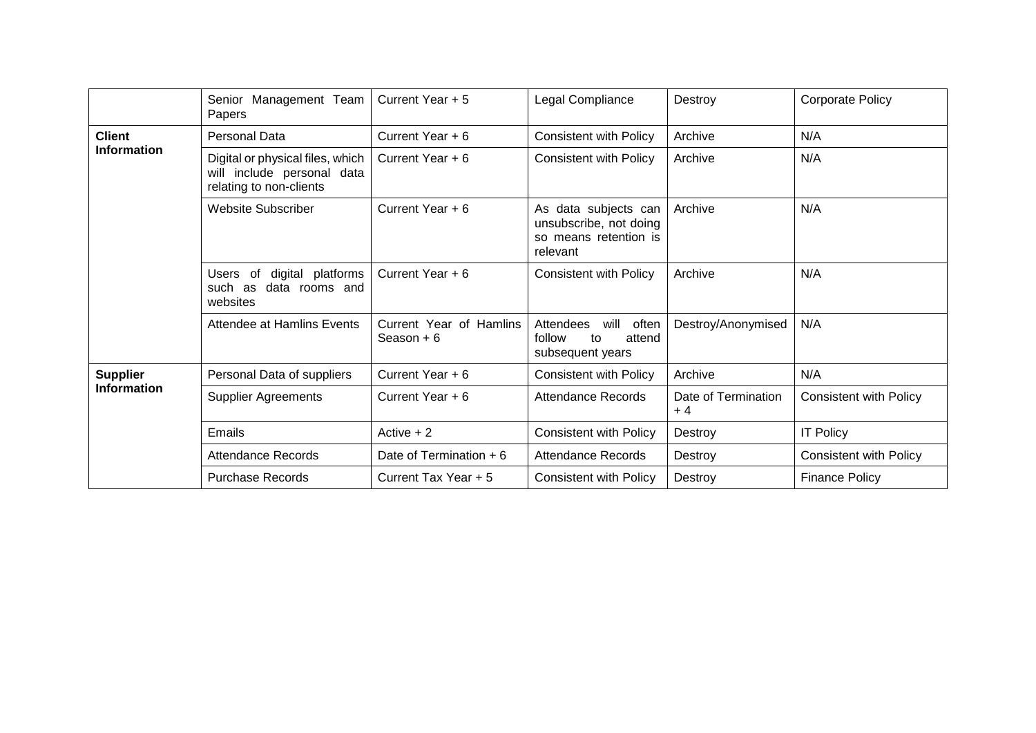| | | | | | |
|---|---|---|---|---|---|
| | Senior Management Team Papers | Current Year + 5 | Legal Compliance | Destroy | Corporate Policy |
| **Client Information** | Personal Data | Current Year + 6 | Consistent with Policy | Archive | N/A |
| | Digital or physical files, which will include personal data relating to non-clients | Current Year + 6 | Consistent with Policy | Archive | N/A |
| | Website Subscriber | Current Year + 6 | As data subjects can unsubscribe, not doing so means retention is relevant | Archive | N/A |
| | Users of digital platforms such as data rooms and websites | Current Year + 6 | Consistent with Policy | Archive | N/A |
| | Attendee at Hamlins Events | Current Year of Hamlins Season + 6 | Attendees will often follow to attend subsequent years | Destroy/Anonymised | N/A |
| **Supplier Information** | Personal Data of suppliers | Current Year + 6 | Consistent with Policy | Archive | N/A |
| | Supplier Agreements | Current Year + 6 | Attendance Records | Date of Termination + 4 | Consistent with Policy |
| | Emails | Active + 2 | Consistent with Policy | Destroy | IT Policy |
| | Attendance Records | Date of Termination + 6 | Attendance Records | Destroy | Consistent with Policy |
| | Purchase Records | Current Tax Year + 5 | Consistent with Policy | Destroy | Finance Policy |